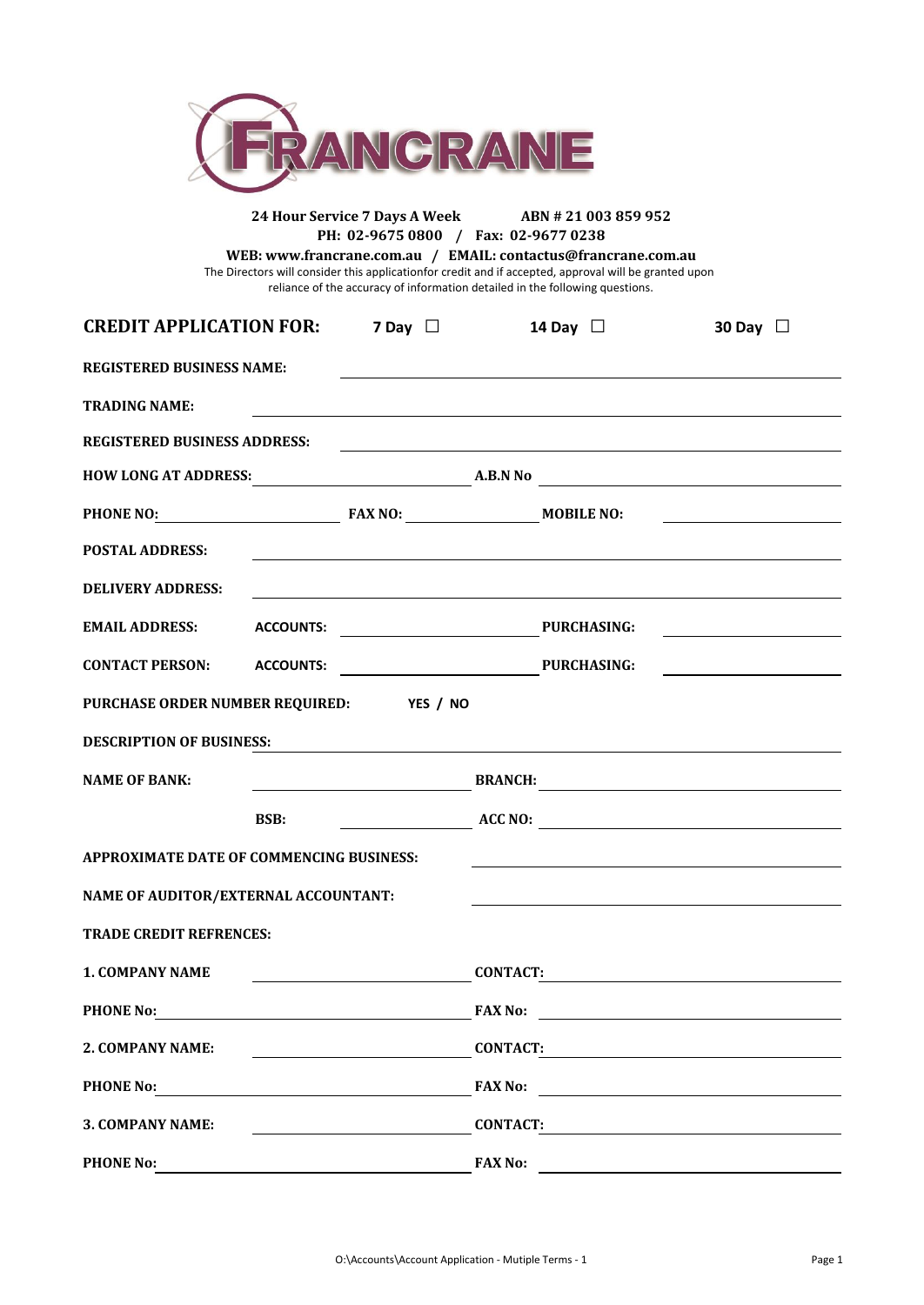# FRANCRANE

**24 Hour Service 7 Days A Week** **ABN # 21 003 859 952**
**PH: 02-9675 0800 / Fax: 02-9677 0238**
**WEB: www.francrane.com.au / EMAIL: contactus@francrane.com.au**

The Directors will consider this applicationfor credit and if accepted, approval will be granted upon reliance of the accuracy of information detailed in the following questions.

## CREDIT APPLICATION FOR: 7 Day ☐ 14 Day ☐ 30 Day ☐

**REGISTERED BUSINESS NAME:** ______________________________

**TRADING NAME:** ______________________________

**REGISTERED BUSINESS ADDRESS:** ______________________________

**HOW LONG AT ADDRESS:** ____________ **A.B.N No** ____________

**PHONE NO:** ____________ **FAX NO:** ____________ **MOBILE NO:** ____________

**POSTAL ADDRESS:** ______________________________

**DELIVERY ADDRESS:** ______________________________

**EMAIL ADDRESS:** **ACCOUNTS:** ____________ **PURCHASING:** ____________

**CONTACT PERSON:** **ACCOUNTS:** ____________ **PURCHASING:** ____________

**PURCHASE ORDER NUMBER REQUIRED:** **YES / NO**

**DESCRIPTION OF BUSINESS:** ______________________________

**NAME OF BANK:** ____________ **BRANCH:** ____________

**BSB:** ____________ **ACC NO:** ____________

**APPROXIMATE DATE OF COMMENCING BUSINESS:** ____________

**NAME OF AUDITOR/EXTERNAL ACCOUNTANT:** ____________

**TRADE CREDIT REFRENCES:**

**1. COMPANY NAME** ____________ **CONTACT:** ____________

**PHONE No:** ____________ **FAX No:** ____________

**2. COMPANY NAME:** ____________ **CONTACT:** ____________

**PHONE No:** ____________ **FAX No:** ____________

**3. COMPANY NAME:** ____________ **CONTACT:** ____________

**PHONE No:** ____________ **FAX No:** ____________

O:\Accounts\Account Application - Mutiple Terms - 1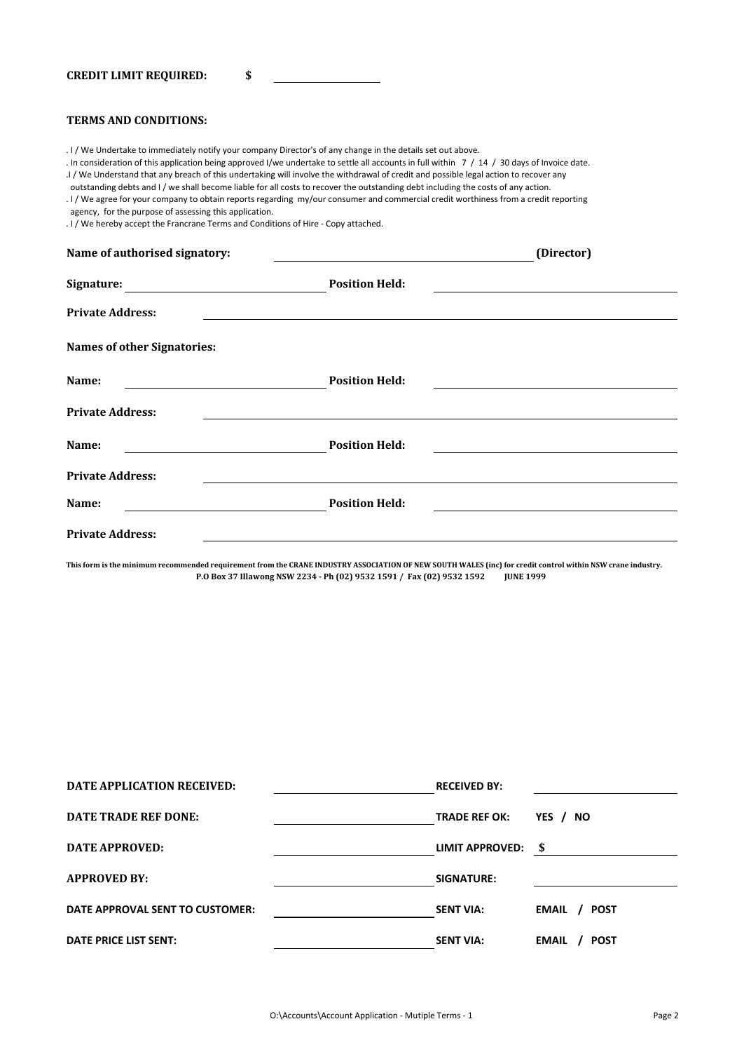**CREDIT LIMIT REQUIRED:** **$** \_\_\_\_\_\_\_\_\_\_\_\_\_\_\_\_

**TERMS AND CONDITIONS:**

. I / We Undertake to immediately notify your company Director's of any change in the details set out above.
. In consideration of this application being approved I/we undertake to settle all accounts in full within 7 / 14 / 30 days of Invoice date.
.I / We Understand that any breach of this undertaking will involve the withdrawal of credit and possible legal action to recover any outstanding debts and I / we shall become liable for all costs to recover the outstanding debt including the costs of any action.
. I / We agree for your company to obtain reports regarding my/our consumer and commercial credit worthiness from a credit reporting agency, for the purpose of assessing this application.
. I / We hereby accept the Francrane Terms and Conditions of Hire - Copy attached.

**Name of authorised signatory:** \_\_\_\_\_\_\_\_\_\_\_\_\_\_\_\_\_\_\_\_\_\_\_\_\_\_\_\_ **(Director)**

**Signature:** \_\_\_\_\_\_\_\_\_\_\_\_\_\_\_\_\_\_\_\_ **Position Held:** \_\_\_\_\_\_\_\_\_\_\_\_\_\_\_\_\_\_\_\_

**Private Address:** \_\_\_\_\_\_\_\_\_\_\_\_\_\_\_\_\_\_\_\_\_\_\_\_\_\_\_\_\_\_\_\_\_\_\_\_\_\_\_\_

**Names of other Signatories:**

**Name:** \_\_\_\_\_\_\_\_\_\_\_\_\_\_\_\_\_\_\_\_ **Position Held:** \_\_\_\_\_\_\_\_\_\_\_\_\_\_\_\_\_\_\_\_

**Private Address:** \_\_\_\_\_\_\_\_\_\_\_\_\_\_\_\_\_\_\_\_\_\_\_\_\_\_\_\_\_\_\_\_\_\_\_\_\_\_\_\_

**Name:** \_\_\_\_\_\_\_\_\_\_\_\_\_\_\_\_\_\_\_\_ **Position Held:** \_\_\_\_\_\_\_\_\_\_\_\_\_\_\_\_\_\_\_\_

**Private Address:** \_\_\_\_\_\_\_\_\_\_\_\_\_\_\_\_\_\_\_\_\_\_\_\_\_\_\_\_\_\_\_\_\_\_\_\_\_\_\_\_

**Name:** \_\_\_\_\_\_\_\_\_\_\_\_\_\_\_\_\_\_\_\_ **Position Held:** \_\_\_\_\_\_\_\_\_\_\_\_\_\_\_\_\_\_\_\_

**Private Address:** \_\_\_\_\_\_\_\_\_\_\_\_\_\_\_\_\_\_\_\_\_\_\_\_\_\_\_\_\_\_\_\_\_\_\_\_\_\_\_\_

**This form is the minimum recommended requirement from the CRANE INDUSTRY ASSOCIATION OF NEW SOUTH WALES (inc) for credit control within NSW crane industry.**
**P.O Box 37 Illawong NSW 2234 - Ph (02) 9532 1591 / Fax (02) 9532 1592 JUNE 1999**

| | | | |
|---|---|---|---|
| **DATE APPLICATION RECEIVED:** | | **RECEIVED BY:** | |
| **DATE TRADE REF DONE:** | | **TRADE REF OK:** | **YES / NO** |
| **DATE APPROVED:** | | **LIMIT APPROVED:** | **$** |
| **APPROVED BY:** | | **SIGNATURE:** | |
| **DATE APPROVAL SENT TO CUSTOMER:** | | **SENT VIA:** | **EMAIL / POST** |
| **DATE PRICE LIST SENT:** | | **SENT VIA:** | **EMAIL / POST** |

O:\Accounts\Account Application - Mutiple Terms - 1